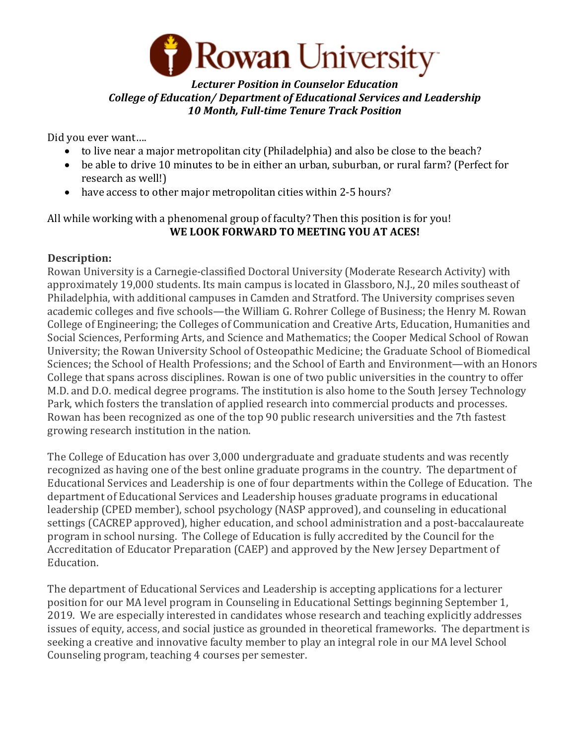# Rowan University

***Lecturer Position in Counselor Education***
***College of Education/ Department of Educational Services and Leadership***
***10 Month, Full-time Tenure Track Position***

Did you ever want….

- to live near a major metropolitan city (Philadelphia) and also be close to the beach?
- be able to drive 10 minutes to be in either an urban, suburban, or rural farm? (Perfect for research as well!)
- have access to other major metropolitan cities within 2-5 hours?

All while working with a phenomenal group of faculty? Then this position is for you!

**WE LOOK FORWARD TO MEETING YOU AT ACES!**

**Description:**

Rowan University is a Carnegie-classified Doctoral University (Moderate Research Activity) with approximately 19,000 students. Its main campus is located in Glassboro, N.J., 20 miles southeast of Philadelphia, with additional campuses in Camden and Stratford. The University comprises seven academic colleges and five schools—the William G. Rohrer College of Business; the Henry M. Rowan College of Engineering; the Colleges of Communication and Creative Arts, Education, Humanities and Social Sciences, Performing Arts, and Science and Mathematics; the Cooper Medical School of Rowan University; the Rowan University School of Osteopathic Medicine; the Graduate School of Biomedical Sciences; the School of Health Professions; and the School of Earth and Environment—with an Honors College that spans across disciplines. Rowan is one of two public universities in the country to offer M.D. and D.O. medical degree programs. The institution is also home to the South Jersey Technology Park, which fosters the translation of applied research into commercial products and processes. Rowan has been recognized as one of the top 90 public research universities and the 7th fastest growing research institution in the nation.

The College of Education has over 3,000 undergraduate and graduate students and was recently recognized as having one of the best online graduate programs in the country. The department of Educational Services and Leadership is one of four departments within the College of Education. The department of Educational Services and Leadership houses graduate programs in educational leadership (CPED member), school psychology (NASP approved), and counseling in educational settings (CACREP approved), higher education, and school administration and a post-baccalaureate program in school nursing. The College of Education is fully accredited by the Council for the Accreditation of Educator Preparation (CAEP) and approved by the New Jersey Department of Education.

The department of Educational Services and Leadership is accepting applications for a lecturer position for our MA level program in Counseling in Educational Settings beginning September 1, 2019. We are especially interested in candidates whose research and teaching explicitly addresses issues of equity, access, and social justice as grounded in theoretical frameworks. The department is seeking a creative and innovative faculty member to play an integral role in our MA level School Counseling program, teaching 4 courses per semester.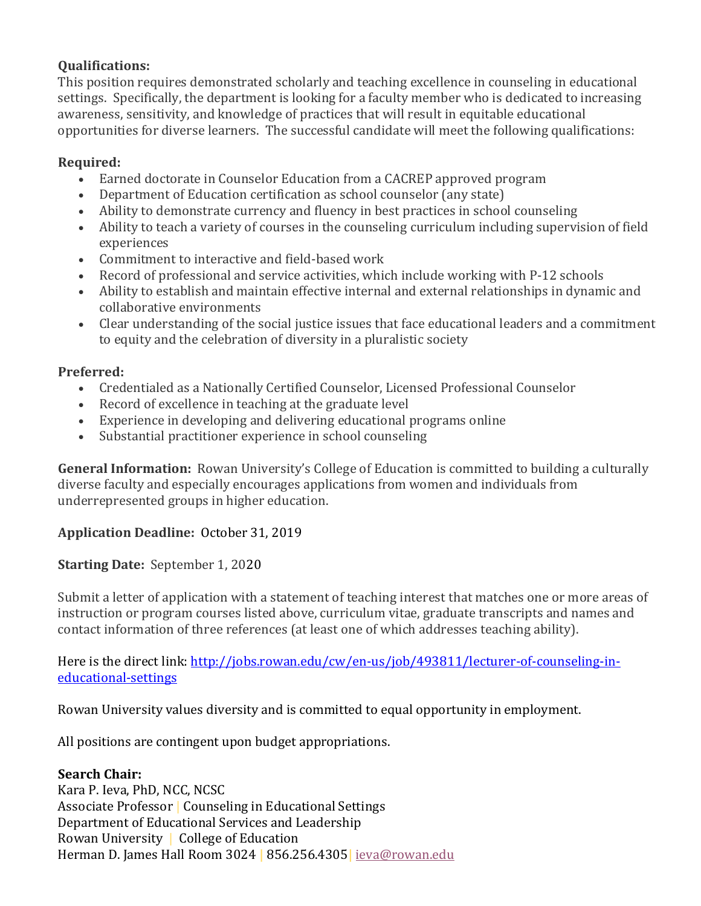**Qualifications:**
This position requires demonstrated scholarly and teaching excellence in counseling in educational settings. Specifically, the department is looking for a faculty member who is dedicated to increasing awareness, sensitivity, and knowledge of practices that will result in equitable educational opportunities for diverse learners. The successful candidate will meet the following qualifications:

**Required:**

- Earned doctorate in Counselor Education from a CACREP approved program
- Department of Education certification as school counselor (any state)
- Ability to demonstrate currency and fluency in best practices in school counseling
- Ability to teach a variety of courses in the counseling curriculum including supervision of field experiences
- Commitment to interactive and field-based work
- Record of professional and service activities, which include working with P-12 schools
- Ability to establish and maintain effective internal and external relationships in dynamic and collaborative environments
- Clear understanding of the social justice issues that face educational leaders and a commitment to equity and the celebration of diversity in a pluralistic society

**Preferred:**

- Credentialed as a Nationally Certified Counselor, Licensed Professional Counselor
- Record of excellence in teaching at the graduate level
- Experience in developing and delivering educational programs online
- Substantial practitioner experience in school counseling

**General Information:** Rowan University's College of Education is committed to building a culturally diverse faculty and especially encourages applications from women and individuals from underrepresented groups in higher education.

**Application Deadline:** October 31, 2019

**Starting Date:** September 1, 2020

Submit a letter of application with a statement of teaching interest that matches one or more areas of instruction or program courses listed above, curriculum vitae, graduate transcripts and names and contact information of three references (at least one of which addresses teaching ability).

Here is the direct link: [http://jobs.rowan.edu/cw/en-us/job/493811/lecturer-of-counseling-in-educational-settings](http://jobs.rowan.edu/cw/en-us/job/493811/lecturer-of-counseling-in-educational-settings)

Rowan University values diversity and is committed to equal opportunity in employment.

All positions are contingent upon budget appropriations.

**Search Chair:**
Kara P. Ieva, PhD, NCC, NCSC
Associate Professor | Counseling in Educational Settings
Department of Educational Services and Leadership
Rowan University | College of Education
Herman D. James Hall Room 3024 | 856.256.4305| [ieva@rowan.edu](mailto:ieva@rowan.edu)